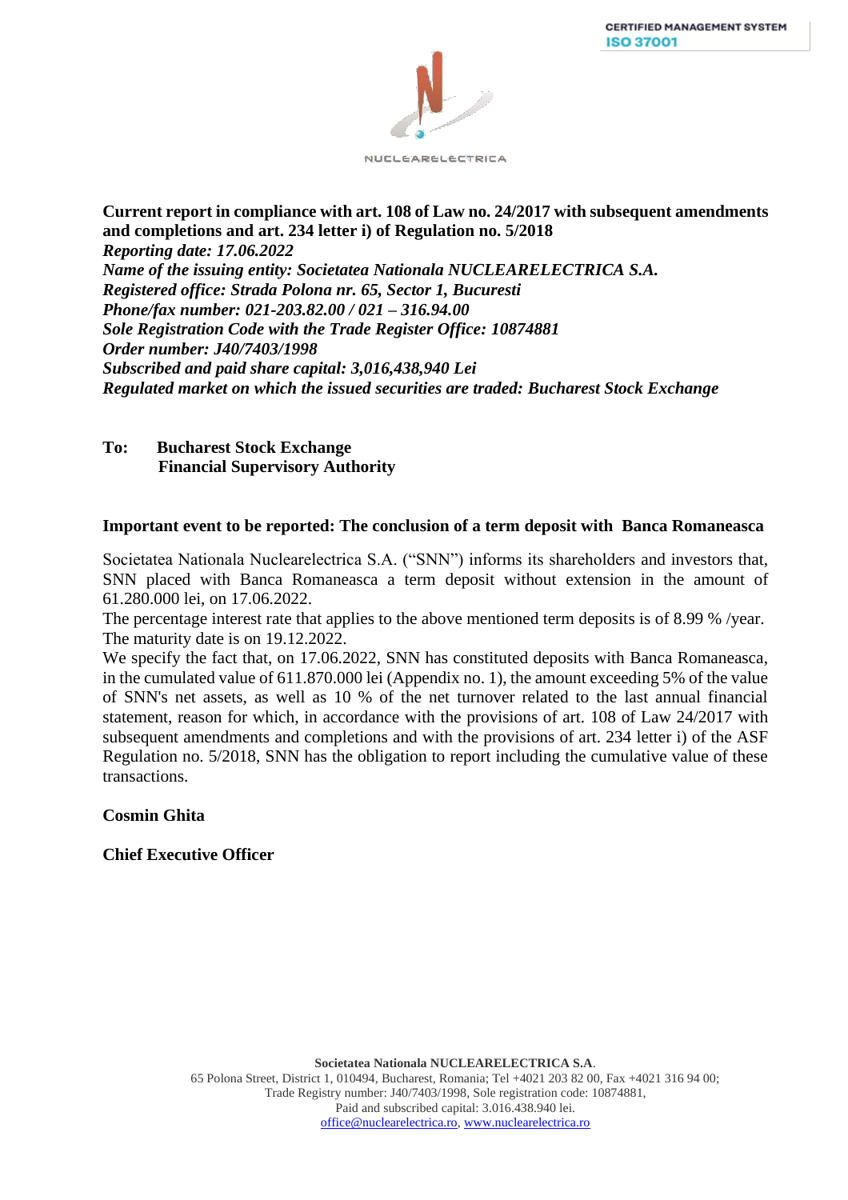**Current report in compliance with art. 108 of Law no. 24/2017 with subsequent amendments and completions and art. 234 letter i) of Regulation no. 5/2018**
***Reporting date: 17.06.2022***
***Name of the issuing entity: Societatea Nationala NUCLEARELECTRICA S.A.***
***Registered office: Strada Polona nr. 65, Sector 1, Bucuresti***
***Phone/fax number: 021-203.82.00 / 021 – 316.94.00***
***Sole Registration Code with the Trade Register Office: 10874881***
***Order number: J40/7403/1998***
***Subscribed and paid share capital: 3,016,438,940 Lei***
***Regulated market on which the issued securities are traded: Bucharest Stock Exchange***

**To: Bucharest Stock Exchange**
**Financial Supervisory Authority**

**Important event to be reported: The conclusion of a term deposit with Banca Romaneasca**

Societatea Nationala Nuclearelectrica S.A. ("SNN") informs its shareholders and investors that, SNN placed with Banca Romaneasca a term deposit without extension in the amount of 61.280.000 lei, on 17.06.2022.

The percentage interest rate that applies to the above mentioned term deposits is of 8.99 % /year. The maturity date is on 19.12.2022.

We specify the fact that, on 17.06.2022, SNN has constituted deposits with Banca Romaneasca, in the cumulated value of 611.870.000 lei (Appendix no. 1), the amount exceeding 5% of the value of SNN's net assets, as well as 10 % of the net turnover related to the last annual financial statement, reason for which, in accordance with the provisions of art. 108 of Law 24/2017 with subsequent amendments and completions and with the provisions of art. 234 letter i) of the ASF Regulation no. 5/2018, SNN has the obligation to report including the cumulative value of these transactions.

**Cosmin Ghita**

**Chief Executive Officer**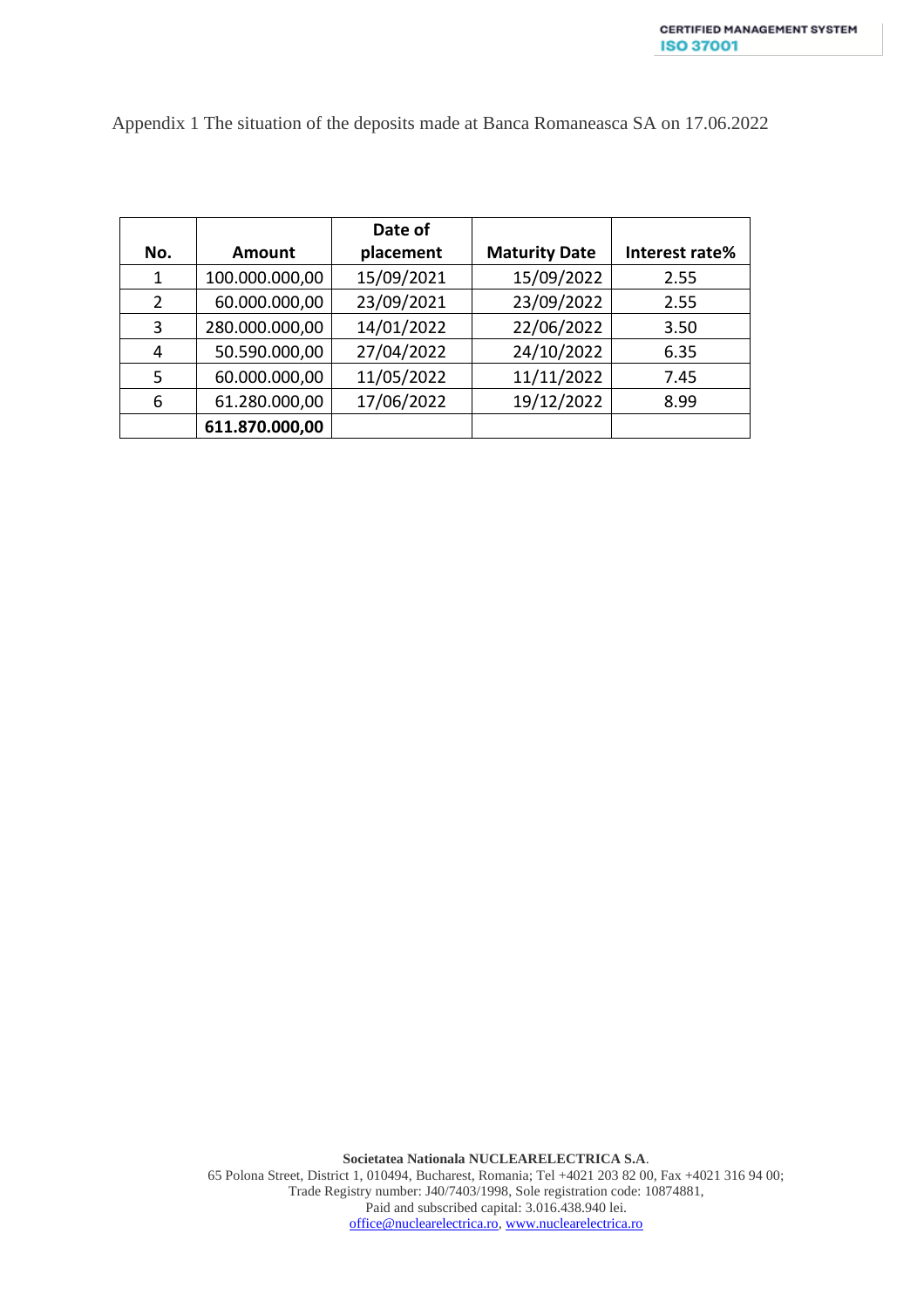Appendix 1 The situation of the deposits made at Banca Romaneasca SA on 17.06.2022

| No. | Amount | Date of placement | Maturity Date | Interest rate% |
|---|---|---|---|---|
| 1 | 100.000.000,00 | 15/09/2021 | 15/09/2022 | 2.55 |
| 2 | 60.000.000,00 | 23/09/2021 | 23/09/2022 | 2.55 |
| 3 | 280.000.000,00 | 14/01/2022 | 22/06/2022 | 3.50 |
| 4 | 50.590.000,00 | 27/04/2022 | 24/10/2022 | 6.35 |
| 5 | 60.000.000,00 | 11/05/2022 | 11/11/2022 | 7.45 |
| 6 | 61.280.000,00 | 17/06/2022 | 19/12/2022 | 8.99 |
| | **611.870.000,00** | | | |